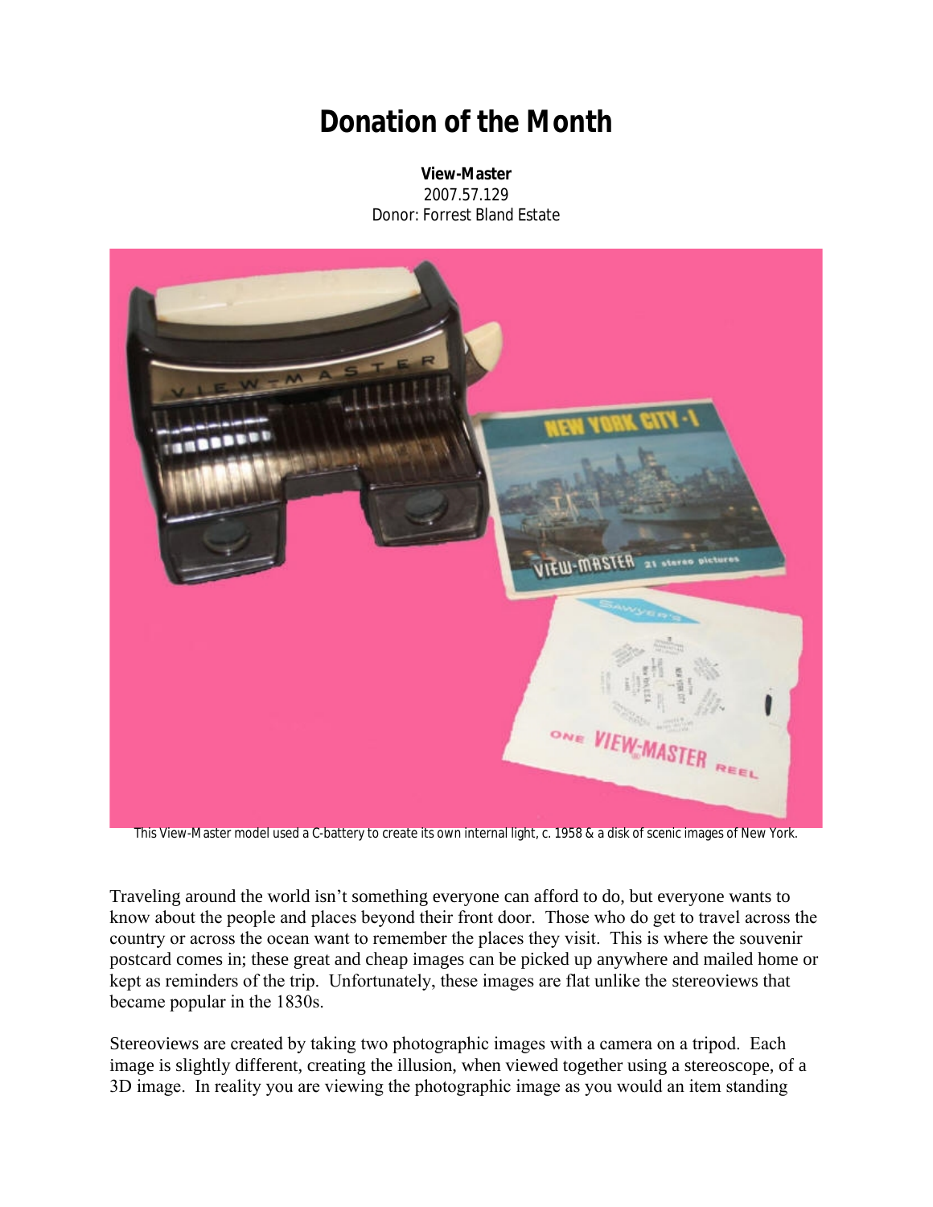# Donation of the Month

**View-Master**
2007.57.129
Donor: Forrest Bland Estate

This View-Master model used a C-battery to create its own internal light, c. 1958 & a disk of scenic images of New York.

Traveling around the world isn't something everyone can afford to do, but everyone wants to know about the people and places beyond their front door. Those who do get to travel across the country or across the ocean want to remember the places they visit. This is where the souvenir postcard comes in; these great and cheap images can be picked up anywhere and mailed home or kept as reminders of the trip. Unfortunately, these images are flat unlike the stereoviews that became popular in the 1830s.

Stereoviews are created by taking two photographic images with a camera on a tripod. Each image is slightly different, creating the illusion, when viewed together using a stereoscope, of a 3D image. In reality you are viewing the photographic image as you would an item standing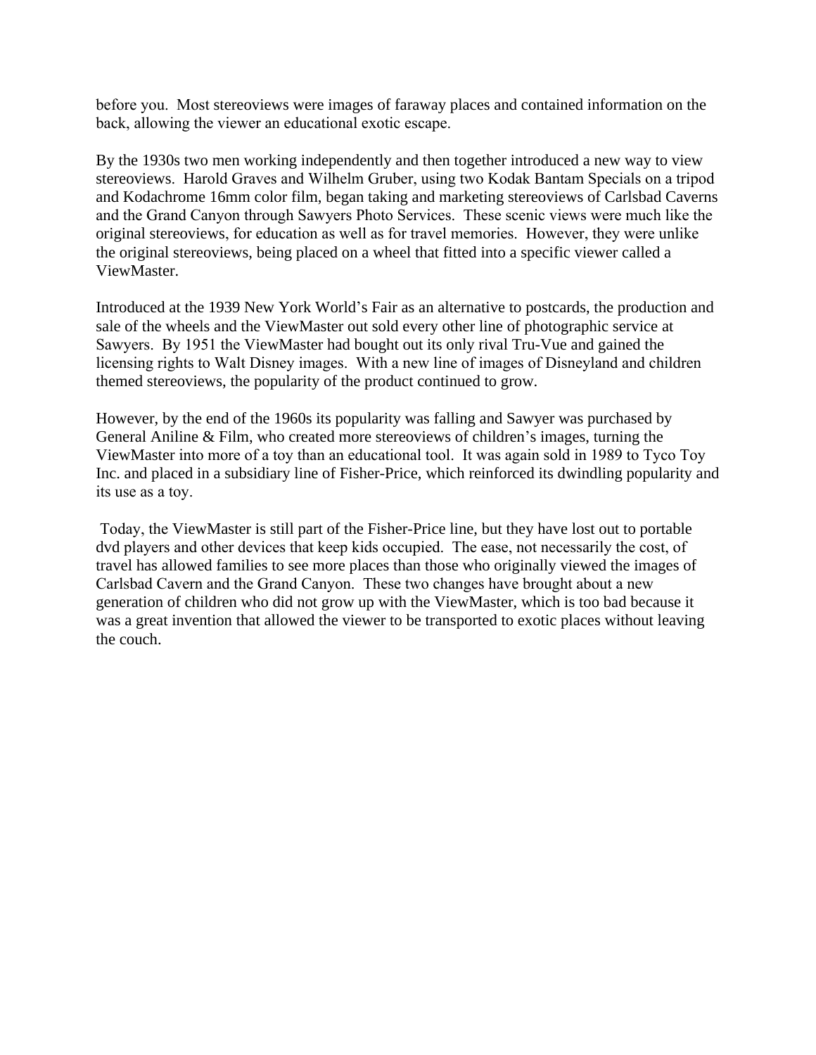before you. Most stereoviews were images of faraway places and contained information on the back, allowing the viewer an educational exotic escape.

By the 1930s two men working independently and then together introduced a new way to view stereoviews. Harold Graves and Wilhelm Gruber, using two Kodak Bantam Specials on a tripod and Kodachrome 16mm color film, began taking and marketing stereoviews of Carlsbad Caverns and the Grand Canyon through Sawyers Photo Services. These scenic views were much like the original stereoviews, for education as well as for travel memories. However, they were unlike the original stereoviews, being placed on a wheel that fitted into a specific viewer called a ViewMaster.

Introduced at the 1939 New York World's Fair as an alternative to postcards, the production and sale of the wheels and the ViewMaster out sold every other line of photographic service at Sawyers. By 1951 the ViewMaster had bought out its only rival Tru-Vue and gained the licensing rights to Walt Disney images. With a new line of images of Disneyland and children themed stereoviews, the popularity of the product continued to grow.

However, by the end of the 1960s its popularity was falling and Sawyer was purchased by General Aniline & Film, who created more stereoviews of children's images, turning the ViewMaster into more of a toy than an educational tool. It was again sold in 1989 to Tyco Toy Inc. and placed in a subsidiary line of Fisher-Price, which reinforced its dwindling popularity and its use as a toy.

Today, the ViewMaster is still part of the Fisher-Price line, but they have lost out to portable dvd players and other devices that keep kids occupied. The ease, not necessarily the cost, of travel has allowed families to see more places than those who originally viewed the images of Carlsbad Cavern and the Grand Canyon. These two changes have brought about a new generation of children who did not grow up with the ViewMaster, which is too bad because it was a great invention that allowed the viewer to be transported to exotic places without leaving the couch.